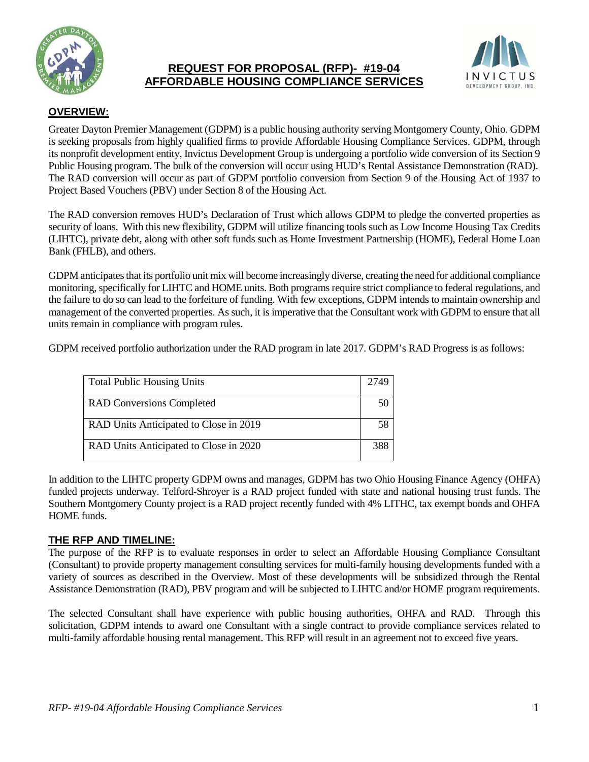# REQUEST FOR PROPOSAL (RFP)- #19-04
# AFFORDABLE HOUSING COMPLIANCE SERVICES

## OVERVIEW:

Greater Dayton Premier Management (GDPM) is a public housing authority serving Montgomery County, Ohio. GDPM is seeking proposals from highly qualified firms to provide Affordable Housing Compliance Services. GDPM, through its nonprofit development entity, Invictus Development Group is undergoing a portfolio wide conversion of its Section 9 Public Housing program. The bulk of the conversion will occur using HUD's Rental Assistance Demonstration (RAD). The RAD conversion will occur as part of GDPM portfolio conversion from Section 9 of the Housing Act of 1937 to Project Based Vouchers (PBV) under Section 8 of the Housing Act.

The RAD conversion removes HUD's Declaration of Trust which allows GDPM to pledge the converted properties as security of loans. With this new flexibility, GDPM will utilize financing tools such as Low Income Housing Tax Credits (LIHTC), private debt, along with other soft funds such as Home Investment Partnership (HOME), Federal Home Loan Bank (FHLB), and others.

GDPM anticipates that its portfolio unit mix will become increasingly diverse, creating the need for additional compliance monitoring, specifically for LIHTC and HOME units. Both programs require strict compliance to federal regulations, and the failure to do so can lead to the forfeiture of funding. With few exceptions, GDPM intends to maintain ownership and management of the converted properties. As such, it is imperative that the Consultant work with GDPM to ensure that all units remain in compliance with program rules.

GDPM received portfolio authorization under the RAD program in late 2017. GDPM's RAD Progress is as follows:

| | |
|---|---|
| Total Public Housing Units | 2749 |
| RAD Conversions Completed | 50 |
| RAD Units Anticipated to Close in 2019 | 58 |
| RAD Units Anticipated to Close in 2020 | 388 |

In addition to the LIHTC property GDPM owns and manages, GDPM has two Ohio Housing Finance Agency (OHFA) funded projects underway. Telford-Shroyer is a RAD project funded with state and national housing trust funds. The Southern Montgomery County project is a RAD project recently funded with 4% LITHC, tax exempt bonds and OHFA HOME funds.

## THE RFP AND TIMELINE:

The purpose of the RFP is to evaluate responses in order to select an Affordable Housing Compliance Consultant (Consultant) to provide property management consulting services for multi-family housing developments funded with a variety of sources as described in the Overview. Most of these developments will be subsidized through the Rental Assistance Demonstration (RAD), PBV program and will be subjected to LIHTC and/or HOME program requirements.

The selected Consultant shall have experience with public housing authorities, OHFA and RAD. Through this solicitation, GDPM intends to award one Consultant with a single contract to provide compliance services related to multi-family affordable housing rental management. This RFP will result in an agreement not to exceed five years.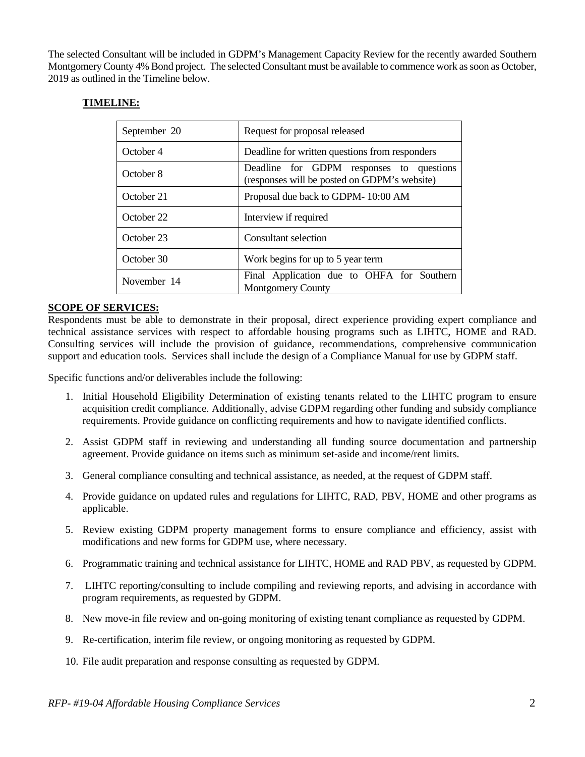The selected Consultant will be included in GDPM's Management Capacity Review for the recently awarded Southern Montgomery County 4% Bond project. The selected Consultant must be available to commence work as soon as October, 2019 as outlined in the Timeline below.

**TIMELINE:**

| | |
|---|---|
| September 20 | Request for proposal released |
| October 4 | Deadline for written questions from responders |
| October 8 | Deadline for GDPM responses to questions (responses will be posted on GDPM's website) |
| October 21 | Proposal due back to GDPM- 10:00 AM |
| October 22 | Interview if required |
| October 23 | Consultant selection |
| October 30 | Work begins for up to 5 year term |
| November 14 | Final Application due to OHFA for Southern Montgomery County |

**SCOPE OF SERVICES:**

Respondents must be able to demonstrate in their proposal, direct experience providing expert compliance and technical assistance services with respect to affordable housing programs such as LIHTC, HOME and RAD. Consulting services will include the provision of guidance, recommendations, comprehensive communication support and education tools. Services shall include the design of a Compliance Manual for use by GDPM staff.

Specific functions and/or deliverables include the following:

1. Initial Household Eligibility Determination of existing tenants related to the LIHTC program to ensure acquisition credit compliance. Additionally, advise GDPM regarding other funding and subsidy compliance requirements. Provide guidance on conflicting requirements and how to navigate identified conflicts.
2. Assist GDPM staff in reviewing and understanding all funding source documentation and partnership agreement. Provide guidance on items such as minimum set-aside and income/rent limits.
3. General compliance consulting and technical assistance, as needed, at the request of GDPM staff.
4. Provide guidance on updated rules and regulations for LIHTC, RAD, PBV, HOME and other programs as applicable.
5. Review existing GDPM property management forms to ensure compliance and efficiency, assist with modifications and new forms for GDPM use, where necessary.
6. Programmatic training and technical assistance for LIHTC, HOME and RAD PBV, as requested by GDPM.
7. LIHTC reporting/consulting to include compiling and reviewing reports, and advising in accordance with program requirements, as requested by GDPM.
8. New move-in file review and on-going monitoring of existing tenant compliance as requested by GDPM.
9. Re-certification, interim file review, or ongoing monitoring as requested by GDPM.
10. File audit preparation and response consulting as requested by GDPM.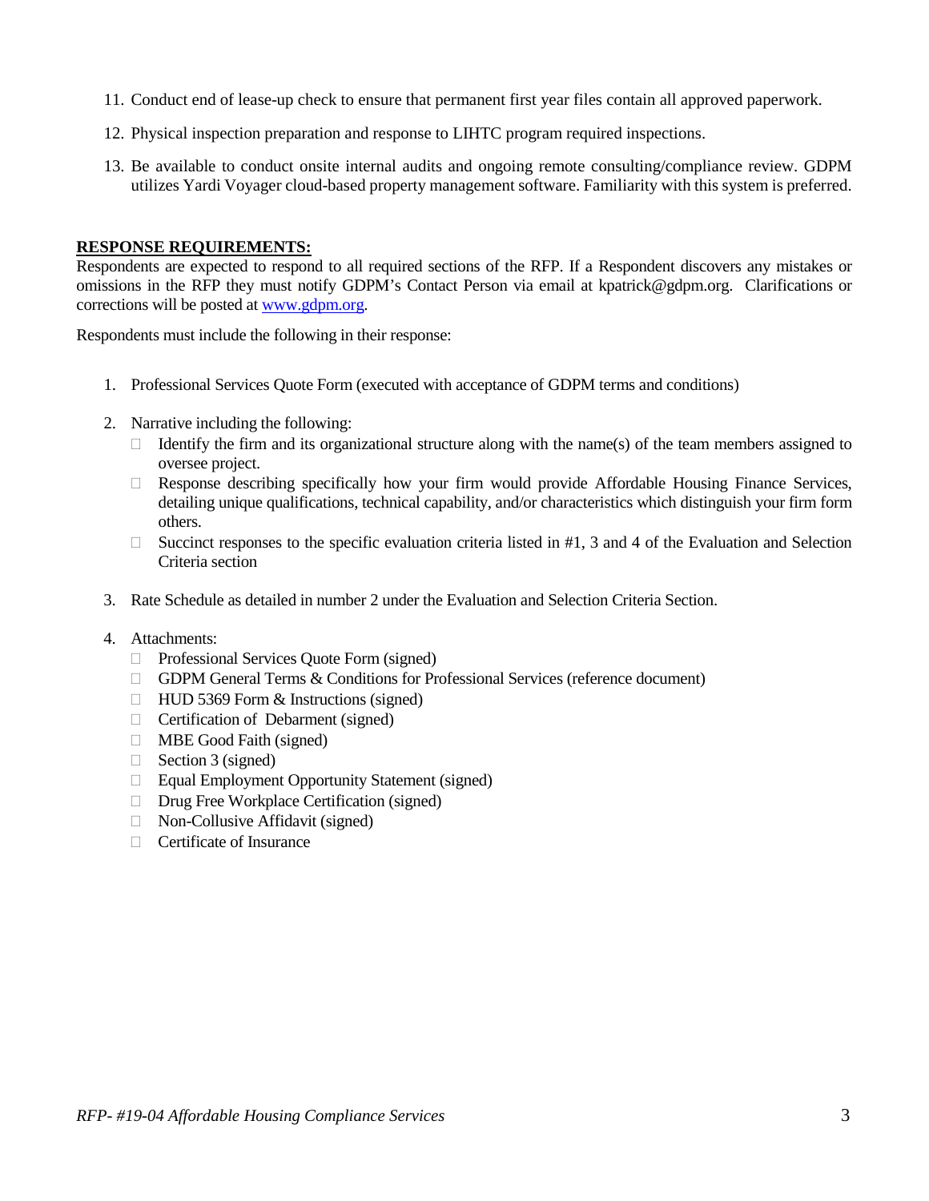11. Conduct end of lease-up check to ensure that permanent first year files contain all approved paperwork.
12. Physical inspection preparation and response to LIHTC program required inspections.
13. Be available to conduct onsite internal audits and ongoing remote consulting/compliance review. GDPM utilizes Yardi Voyager cloud-based property management software. Familiarity with this system is preferred.

**RESPONSE REQUIREMENTS:**

Respondents are expected to respond to all required sections of the RFP. If a Respondent discovers any mistakes or omissions in the RFP they must notify GDPM's Contact Person via email at kpatrick@gdpm.org. Clarifications or corrections will be posted at [www.gdpm.org](http://www.gdpm.org).

Respondents must include the following in their response:

1. Professional Services Quote Form (executed with acceptance of GDPM terms and conditions)
2. Narrative including the following:
   - Identify the firm and its organizational structure along with the name(s) of the team members assigned to oversee project.
   - Response describing specifically how your firm would provide Affordable Housing Finance Services, detailing unique qualifications, technical capability, and/or characteristics which distinguish your firm form others.
   - Succinct responses to the specific evaluation criteria listed in #1, 3 and 4 of the Evaluation and Selection Criteria section
3. Rate Schedule as detailed in number 2 under the Evaluation and Selection Criteria Section.
4. Attachments:
   - Professional Services Quote Form (signed)
   - GDPM General Terms & Conditions for Professional Services (reference document)
   - HUD 5369 Form & Instructions (signed)
   - Certification of Debarment (signed)
   - MBE Good Faith (signed)
   - Section 3 (signed)
   - Equal Employment Opportunity Statement (signed)
   - Drug Free Workplace Certification (signed)
   - Non-Collusive Affidavit (signed)
   - Certificate of Insurance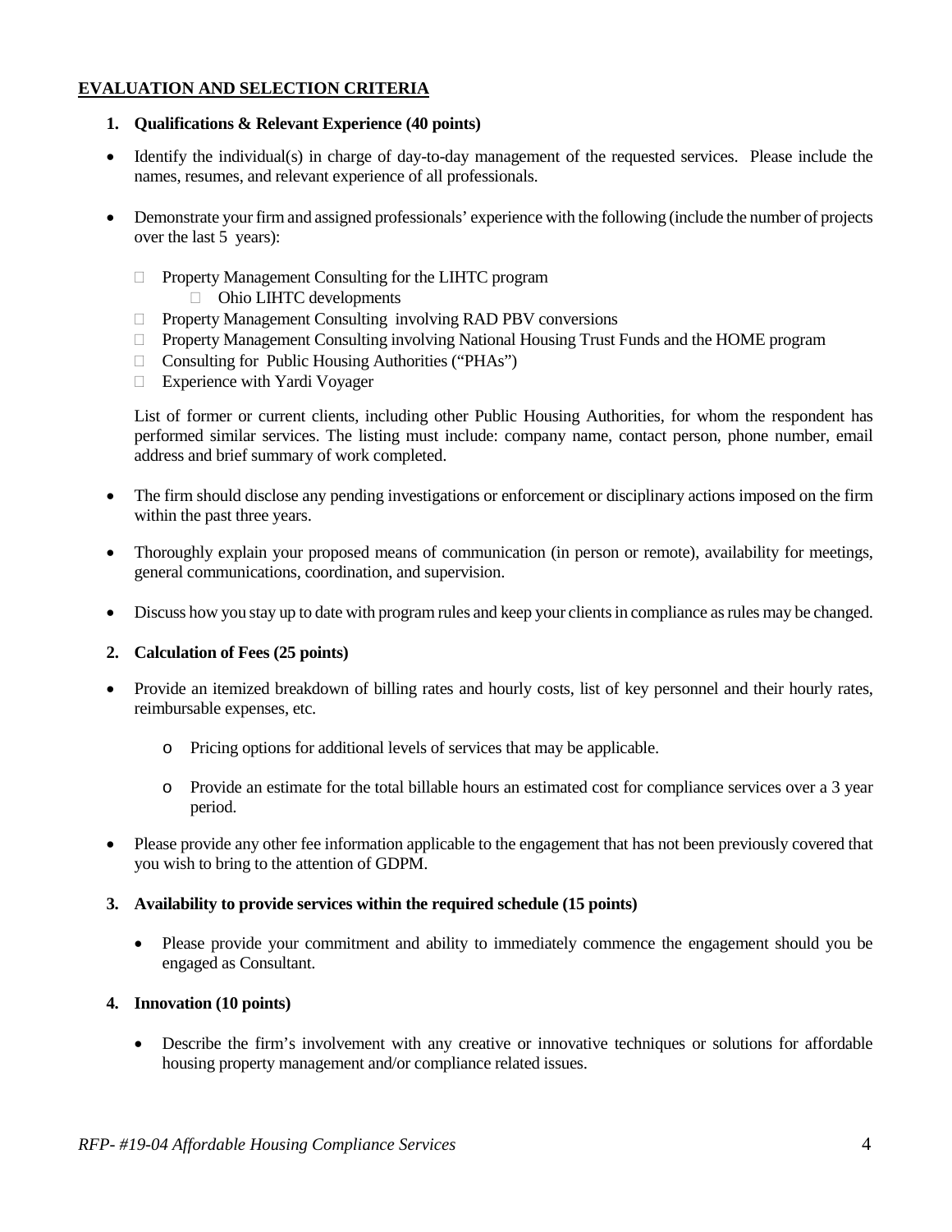## EVALUATION AND SELECTION CRITERIA

### 1. Qualifications & Relevant Experience (40 points)

- Identify the individual(s) in charge of day-to-day management of the requested services. Please include the names, resumes, and relevant experience of all professionals.

- Demonstrate your firm and assigned professionals' experience with the following (include the number of projects over the last 5 years):

  - Property Management Consulting for the LIHTC program
    - Ohio LIHTC developments
  - Property Management Consulting involving RAD PBV conversions
  - Property Management Consulting involving National Housing Trust Funds and the HOME program
  - Consulting for Public Housing Authorities ("PHAs")
  - Experience with Yardi Voyager

  List of former or current clients, including other Public Housing Authorities, for whom the respondent has performed similar services. The listing must include: company name, contact person, phone number, email address and brief summary of work completed.

- The firm should disclose any pending investigations or enforcement or disciplinary actions imposed on the firm within the past three years.

- Thoroughly explain your proposed means of communication (in person or remote), availability for meetings, general communications, coordination, and supervision.

- Discuss how you stay up to date with program rules and keep your clients in compliance as rules may be changed.

### 2. Calculation of Fees (25 points)

- Provide an itemized breakdown of billing rates and hourly costs, list of key personnel and their hourly rates, reimbursable expenses, etc.

  - Pricing options for additional levels of services that may be applicable.

  - Provide an estimate for the total billable hours an estimated cost for compliance services over a 3 year period.

- Please provide any other fee information applicable to the engagement that has not been previously covered that you wish to bring to the attention of GDPM.

### 3. Availability to provide services within the required schedule (15 points)

- Please provide your commitment and ability to immediately commence the engagement should you be engaged as Consultant.

### 4. Innovation (10 points)

- Describe the firm's involvement with any creative or innovative techniques or solutions for affordable housing property management and/or compliance related issues.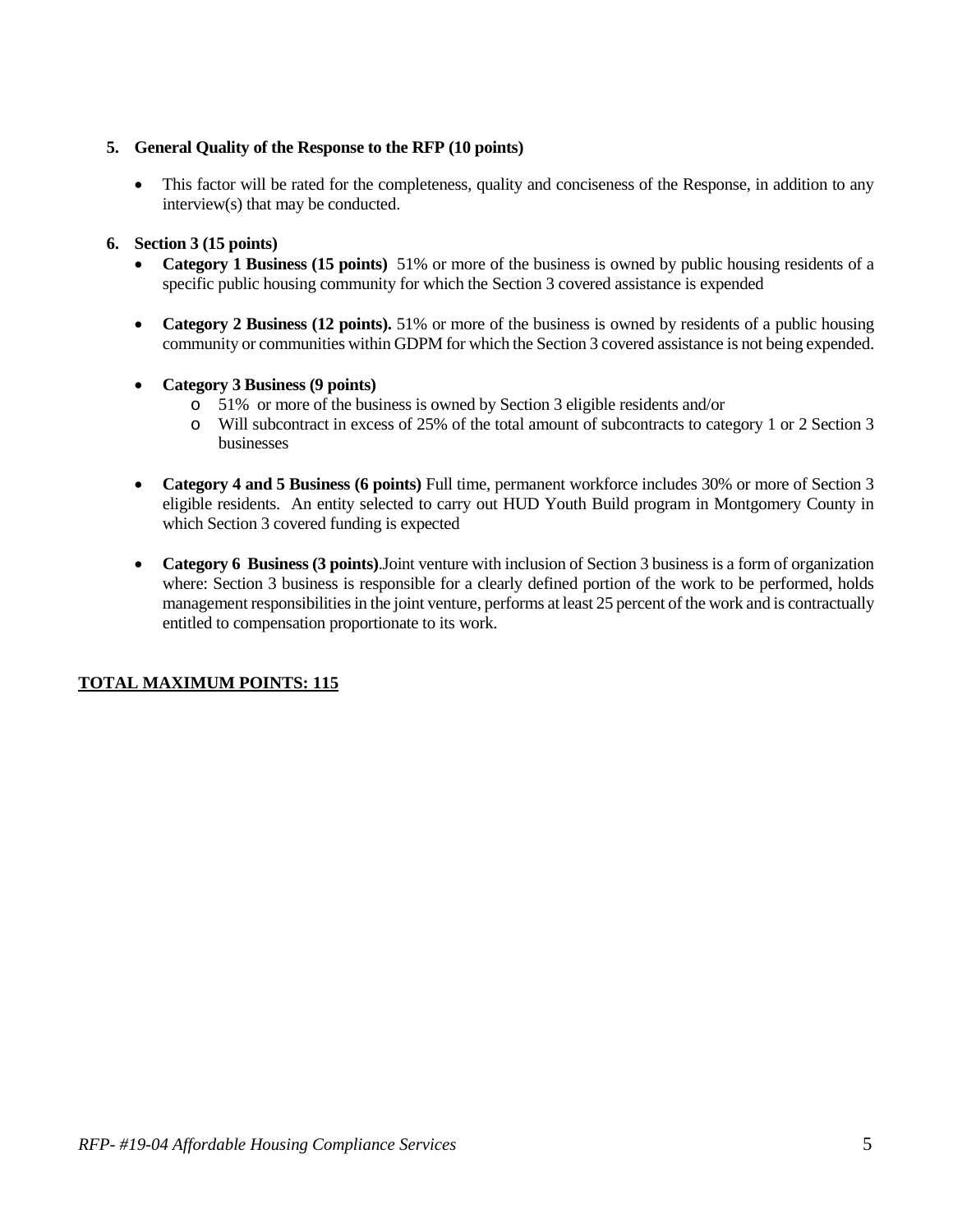5. **General Quality of the Response to the RFP (10 points)**

   - This factor will be rated for the completeness, quality and conciseness of the Response, in addition to any interview(s) that may be conducted.

6. **Section 3 (15 points)**

   - **Category 1 Business (15 points)** 51% or more of the business is owned by public housing residents of a specific public housing community for which the Section 3 covered assistance is expended

   - **Category 2 Business (12 points).** 51% or more of the business is owned by residents of a public housing community or communities within GDPM for which the Section 3 covered assistance is not being expended.

   - **Category 3 Business (9 points)**
     - 51% or more of the business is owned by Section 3 eligible residents and/or
     - Will subcontract in excess of 25% of the total amount of subcontracts to category 1 or 2 Section 3 businesses

   - **Category 4 and 5 Business (6 points)** Full time, permanent workforce includes 30% or more of Section 3 eligible residents. An entity selected to carry out HUD Youth Build program in Montgomery County in which Section 3 covered funding is expected

   - **Category 6 Business (3 points)**.Joint venture with inclusion of Section 3 business is a form of organization where: Section 3 business is responsible for a clearly defined portion of the work to be performed, holds management responsibilities in the joint venture, performs at least 25 percent of the work and is contractually entitled to compensation proportionate to its work.

**<u>TOTAL MAXIMUM POINTS: 115</u>**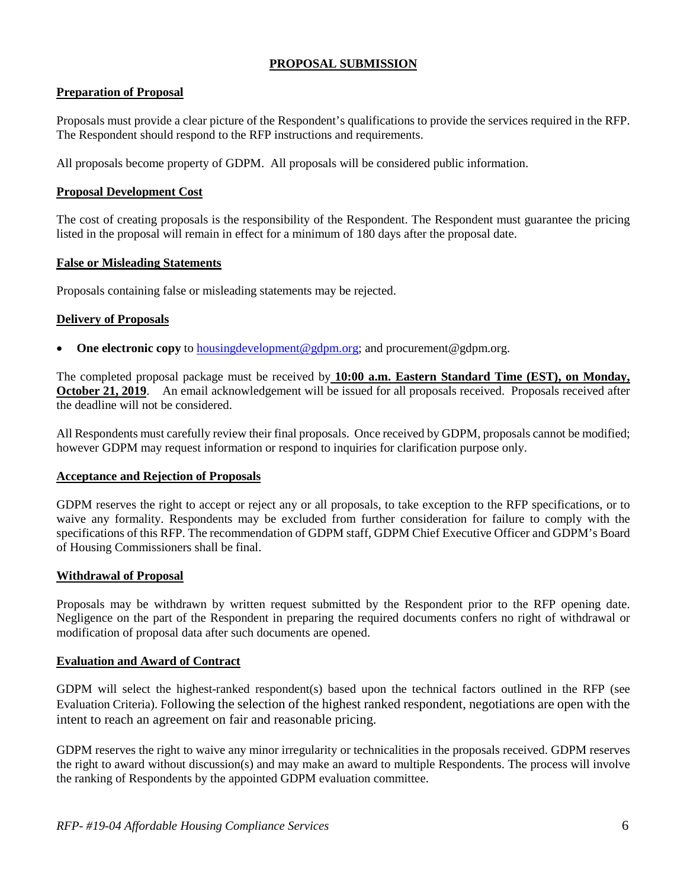# PROPOSAL SUBMISSION

## Preparation of Proposal

Proposals must provide a clear picture of the Respondent's qualifications to provide the services required in the RFP. The Respondent should respond to the RFP instructions and requirements.

All proposals become property of GDPM. All proposals will be considered public information.

## Proposal Development Cost

The cost of creating proposals is the responsibility of the Respondent. The Respondent must guarantee the pricing listed in the proposal will remain in effect for a minimum of 180 days after the proposal date.

## False or Misleading Statements

Proposals containing false or misleading statements may be rejected.

## Delivery of Proposals

- **One electronic copy** to housingdevelopment@gdpm.org; and procurement@gdpm.org.

The completed proposal package must be received by **10:00 a.m. Eastern Standard Time (EST), on Monday, October 21, 2019**. An email acknowledgement will be issued for all proposals received. Proposals received after the deadline will not be considered.

All Respondents must carefully review their final proposals. Once received by GDPM, proposals cannot be modified; however GDPM may request information or respond to inquiries for clarification purpose only.

## Acceptance and Rejection of Proposals

GDPM reserves the right to accept or reject any or all proposals, to take exception to the RFP specifications, or to waive any formality. Respondents may be excluded from further consideration for failure to comply with the specifications of this RFP. The recommendation of GDPM staff, GDPM Chief Executive Officer and GDPM's Board of Housing Commissioners shall be final.

## Withdrawal of Proposal

Proposals may be withdrawn by written request submitted by the Respondent prior to the RFP opening date. Negligence on the part of the Respondent in preparing the required documents confers no right of withdrawal or modification of proposal data after such documents are opened.

## Evaluation and Award of Contract

GDPM will select the highest-ranked respondent(s) based upon the technical factors outlined in the RFP (see Evaluation Criteria). Following the selection of the highest ranked respondent, negotiations are open with the intent to reach an agreement on fair and reasonable pricing.

GDPM reserves the right to waive any minor irregularity or technicalities in the proposals received. GDPM reserves the right to award without discussion(s) and may make an award to multiple Respondents. The process will involve the ranking of Respondents by the appointed GDPM evaluation committee.